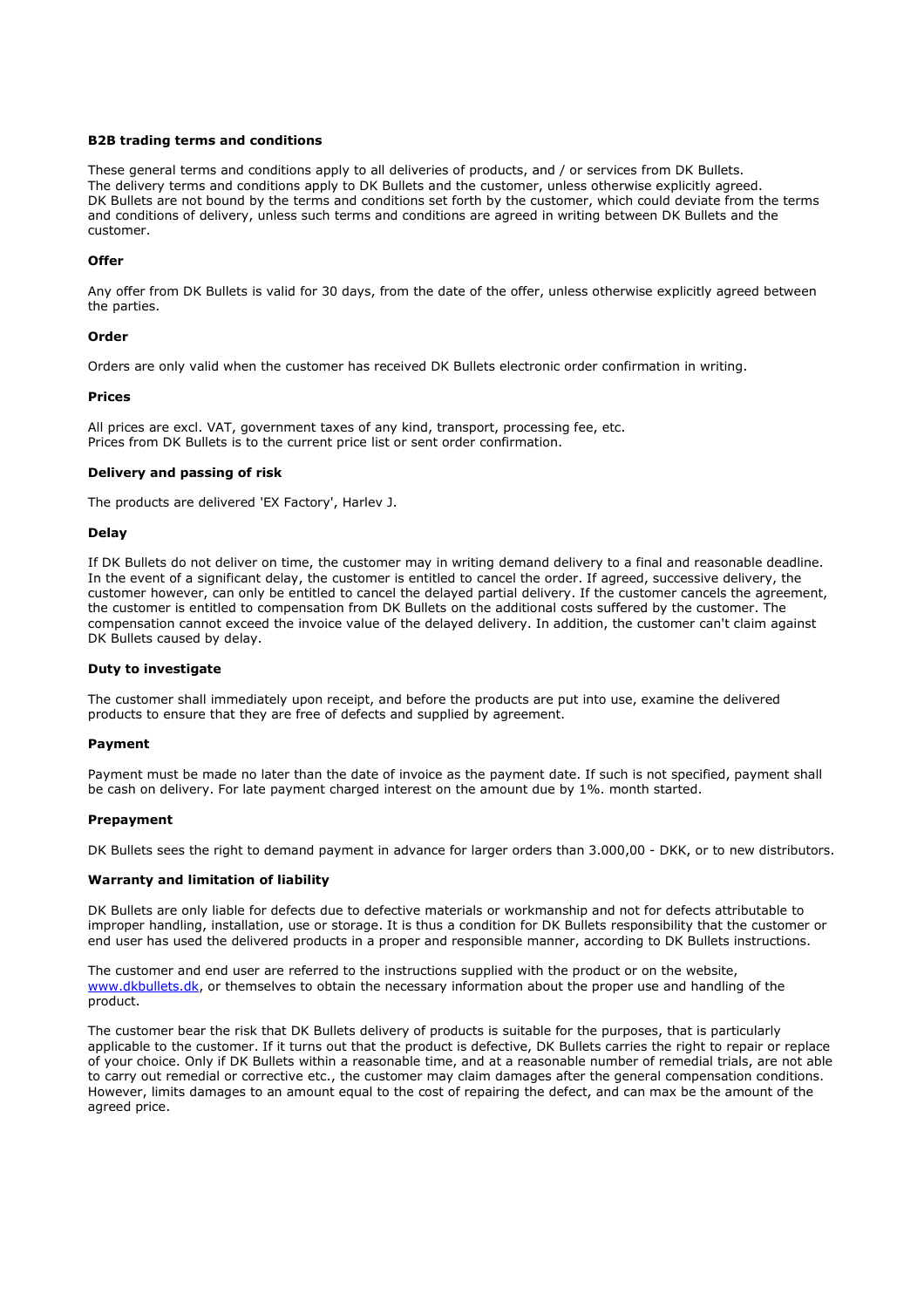## B2B trading terms and conditions

These general terms and conditions apply to all deliveries of products, and / or services from DK Bullets.
The delivery terms and conditions apply to DK Bullets and the customer, unless otherwise explicitly agreed.
DK Bullets are not bound by the terms and conditions set forth by the customer, which could deviate from the terms and conditions of delivery, unless such terms and conditions are agreed in writing between DK Bullets and the customer.

### Offer

Any offer from DK Bullets is valid for 30 days, from the date of the offer, unless otherwise explicitly agreed between the parties.

### Order

Orders are only valid when the customer has received DK Bullets electronic order confirmation in writing.

### Prices

All prices are excl. VAT, government taxes of any kind, transport, processing fee, etc.
Prices from DK Bullets is to the current price list or sent order confirmation.

### Delivery and passing of risk

The products are delivered 'EX Factory', Harlev J.

### Delay

If DK Bullets do not deliver on time, the customer may in writing demand delivery to a final and reasonable deadline. In the event of a significant delay, the customer is entitled to cancel the order. If agreed, successive delivery, the customer however, can only be entitled to cancel the delayed partial delivery. If the customer cancels the agreement, the customer is entitled to compensation from DK Bullets on the additional costs suffered by the customer. The compensation cannot exceed the invoice value of the delayed delivery. In addition, the customer can't claim against DK Bullets caused by delay.

### Duty to investigate

The customer shall immediately upon receipt, and before the products are put into use, examine the delivered products to ensure that they are free of defects and supplied by agreement.

### Payment

Payment must be made no later than the date of invoice as the payment date. If such is not specified, payment shall be cash on delivery. For late payment charged interest on the amount due by 1%. month started.

### Prepayment

DK Bullets sees the right to demand payment in advance for larger orders than 3.000,00 - DKK, or to new distributors.

### Warranty and limitation of liability

DK Bullets are only liable for defects due to defective materials or workmanship and not for defects attributable to improper handling, installation, use or storage. It is thus a condition for DK Bullets responsibility that the customer or end user has used the delivered products in a proper and responsible manner, according to DK Bullets instructions.

The customer and end user are referred to the instructions supplied with the product or on the website, [www.dkbullets.dk](http://www.dkbullets.dk), or themselves to obtain the necessary information about the proper use and handling of the product.

The customer bear the risk that DK Bullets delivery of products is suitable for the purposes, that is particularly applicable to the customer. If it turns out that the product is defective, DK Bullets carries the right to repair or replace of your choice. Only if DK Bullets within a reasonable time, and at a reasonable number of remedial trials, are not able to carry out remedial or corrective etc., the customer may claim damages after the general compensation conditions. However, limits damages to an amount equal to the cost of repairing the defect, and can max be the amount of the agreed price.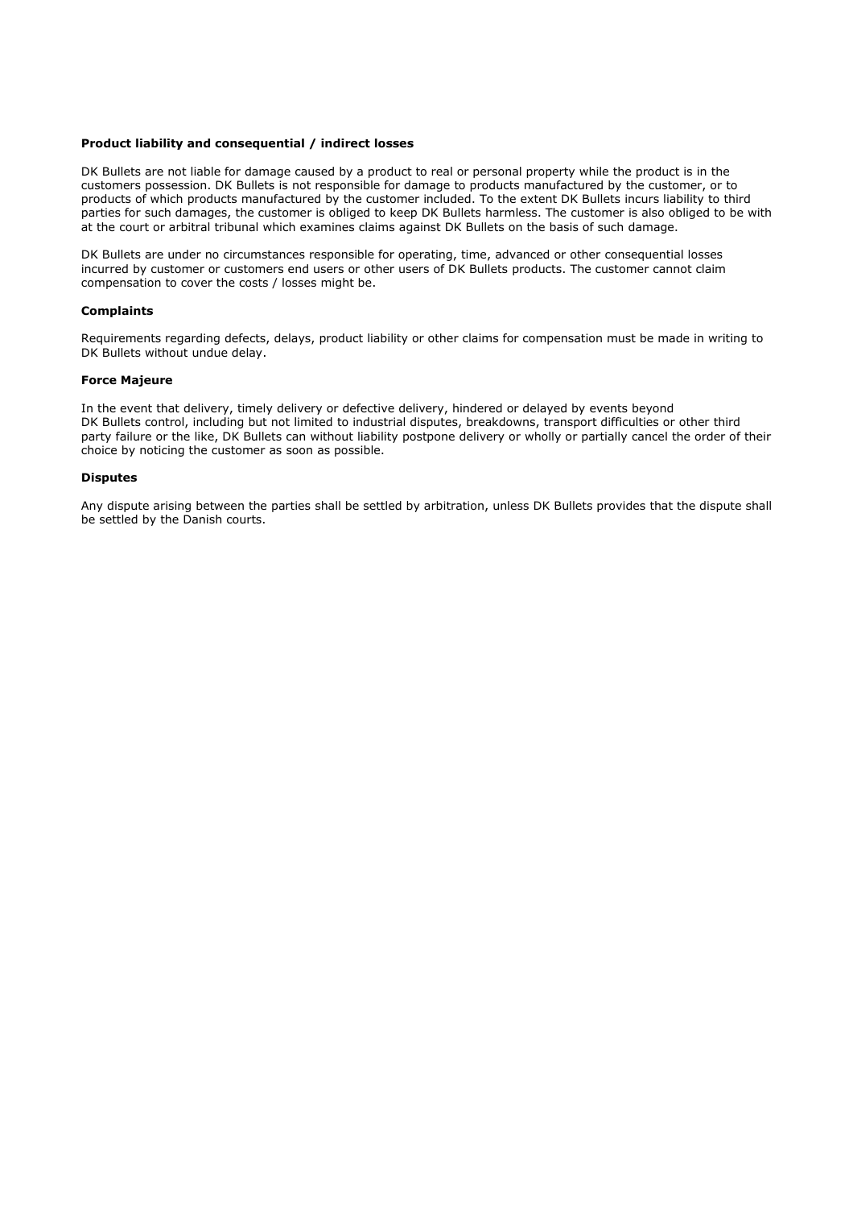**Product liability and consequential / indirect losses**

DK Bullets are not liable for damage caused by a product to real or personal property while the product is in the customers possession. DK Bullets is not responsible for damage to products manufactured by the customer, or to products of which products manufactured by the customer included. To the extent DK Bullets incurs liability to third parties for such damages, the customer is obliged to keep DK Bullets harmless. The customer is also obliged to be with at the court or arbitral tribunal which examines claims against DK Bullets on the basis of such damage.

DK Bullets are under no circumstances responsible for operating, time, advanced or other consequential losses incurred by customer or customers end users or other users of DK Bullets products. The customer cannot claim compensation to cover the costs / losses might be.

**Complaints**

Requirements regarding defects, delays, product liability or other claims for compensation must be made in writing to DK Bullets without undue delay.

**Force Majeure**

In the event that delivery, timely delivery or defective delivery, hindered or delayed by events beyond DK Bullets control, including but not limited to industrial disputes, breakdowns, transport difficulties or other third party failure or the like, DK Bullets can without liability postpone delivery or wholly or partially cancel the order of their choice by noticing the customer as soon as possible.

**Disputes**

Any dispute arising between the parties shall be settled by arbitration, unless DK Bullets provides that the dispute shall be settled by the Danish courts.